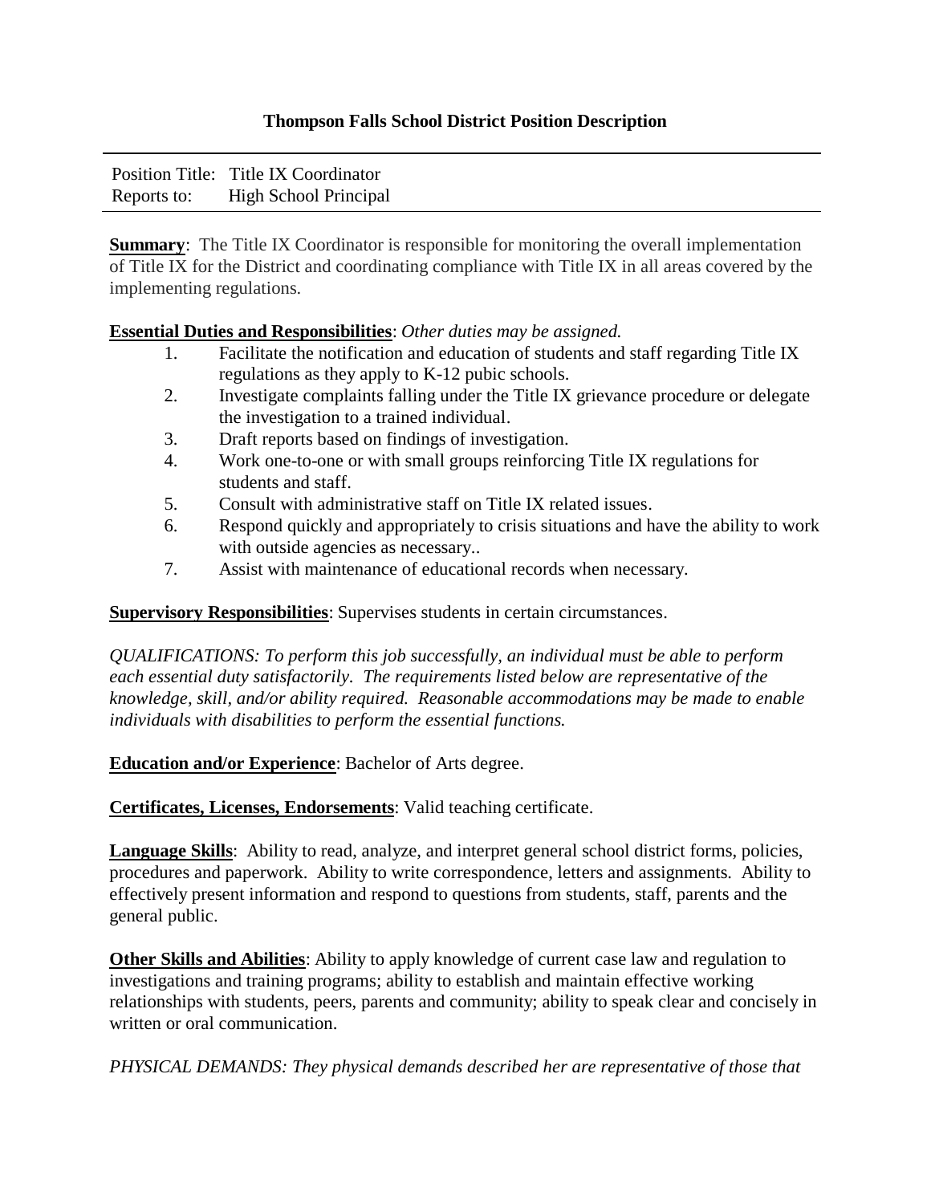# Thompson Falls School District Position Description

Position Title: Title IX Coordinator
Reports to: High School Principal

**Summary**: The Title IX Coordinator is responsible for monitoring the overall implementation of Title IX for the District and coordinating compliance with Title IX in all areas covered by the implementing regulations.

**Essential Duties and Responsibilities**: *Other duties may be assigned.*

1. Facilitate the notification and education of students and staff regarding Title IX regulations as they apply to K-12 pubic schools.
2. Investigate complaints falling under the Title IX grievance procedure or delegate the investigation to a trained individual.
3. Draft reports based on findings of investigation.
4. Work one-to-one or with small groups reinforcing Title IX regulations for students and staff.
5. Consult with administrative staff on Title IX related issues.
6. Respond quickly and appropriately to crisis situations and have the ability to work with outside agencies as necessary..
7. Assist with maintenance of educational records when necessary.

**Supervisory Responsibilities**: Supervises students in certain circumstances.

*QUALIFICATIONS: To perform this job successfully, an individual must be able to perform each essential duty satisfactorily. The requirements listed below are representative of the knowledge, skill, and/or ability required. Reasonable accommodations may be made to enable individuals with disabilities to perform the essential functions.*

**Education and/or Experience**: Bachelor of Arts degree.

**Certificates, Licenses, Endorsements**: Valid teaching certificate.

**Language Skills**: Ability to read, analyze, and interpret general school district forms, policies, procedures and paperwork. Ability to write correspondence, letters and assignments. Ability to effectively present information and respond to questions from students, staff, parents and the general public.

**Other Skills and Abilities**: Ability to apply knowledge of current case law and regulation to investigations and training programs; ability to establish and maintain effective working relationships with students, peers, parents and community; ability to speak clear and concisely in written or oral communication.

*PHYSICAL DEMANDS: They physical demands described her are representative of those that*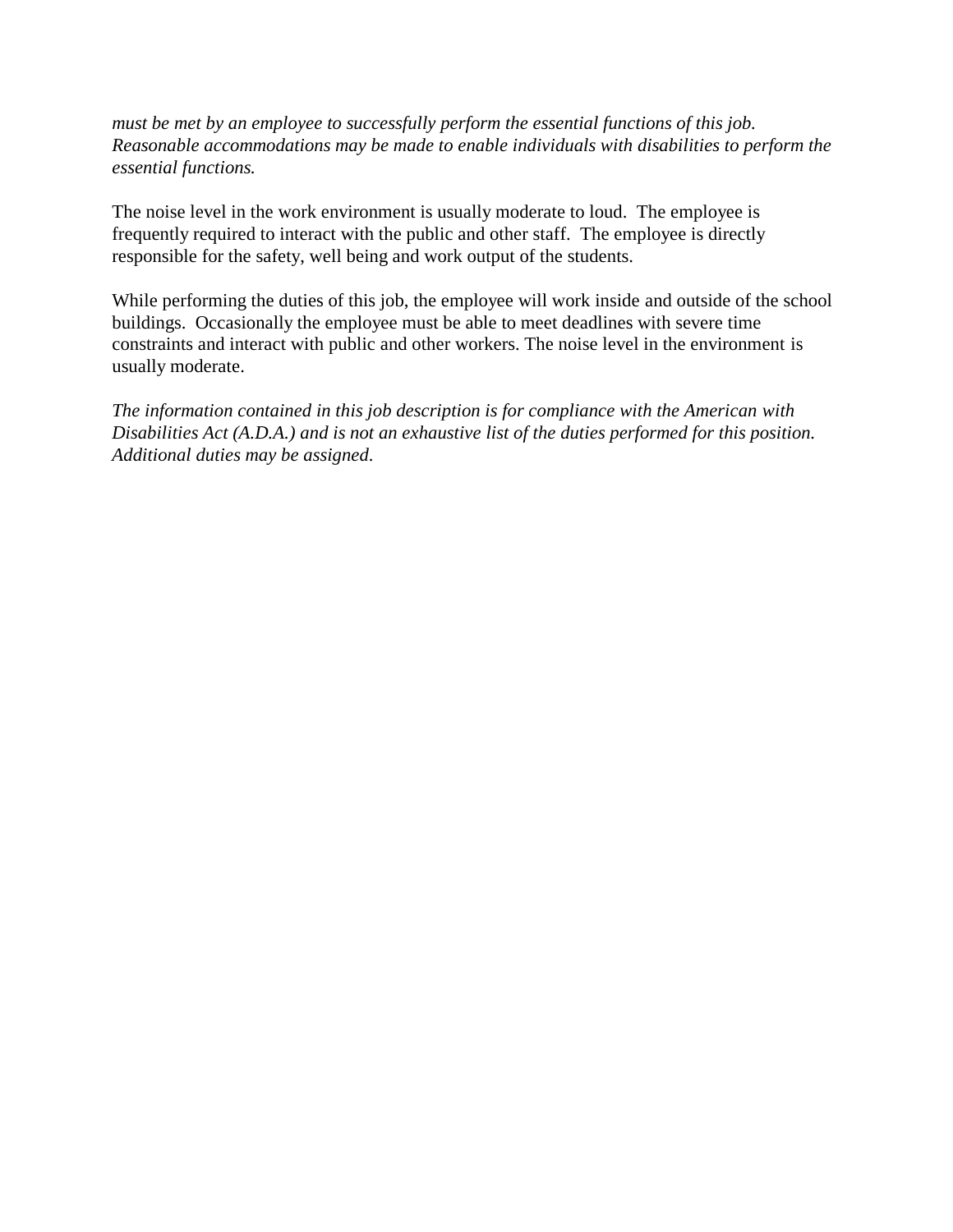*must be met by an employee to successfully perform the essential functions of this job. Reasonable accommodations may be made to enable individuals with disabilities to perform the essential functions.*

The noise level in the work environment is usually moderate to loud. The employee is frequently required to interact with the public and other staff. The employee is directly responsible for the safety, well being and work output of the students.

While performing the duties of this job, the employee will work inside and outside of the school buildings. Occasionally the employee must be able to meet deadlines with severe time constraints and interact with public and other workers. The noise level in the environment is usually moderate.

*The information contained in this job description is for compliance with the American with Disabilities Act (A.D.A.) and is not an exhaustive list of the duties performed for this position. Additional duties may be assigned.*